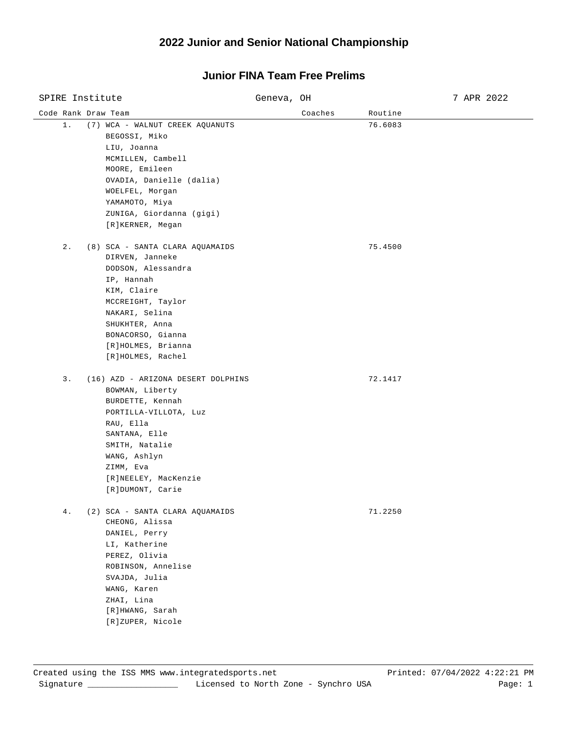# 2022 Junior and Senior National Championship

## Junior FINA Team Free Prelims

SPIRE Institute — Geneva, OH — 7 APR 2022

| Code | Rank | Draw | Team | Coaches | Routine |
|---|---|---|---|---|---|
| | 1. | (7) | WCA - WALNUT CREEK AQUANUTS<br>BEGOSSI, Miko<br>LIU, Joanna<br>MCMILLEN, Cambell<br>MOORE, Emileen<br>OVADIA, Danielle (dalia)<br>WOELFEL, Morgan<br>YAMAMOTO, Miya<br>ZUNIGA, Giordanna (gigi)<br>[R]KERNER, Megan | | 76.6083 |
| | 2. | (8) | SCA - SANTA CLARA AQUAMAIDS<br>DIRVEN, Janneke<br>DODSON, Alessandra<br>IP, Hannah<br>KIM, Claire<br>MCCREIGHT, Taylor<br>NAKARI, Selina<br>SHUKHTER, Anna<br>BONACORSO, Gianna<br>[R]HOLMES, Brianna<br>[R]HOLMES, Rachel | | 75.4500 |
| | 3. | (16) | AZD - ARIZONA DESERT DOLPHINS<br>BOWMAN, Liberty<br>BURDETTE, Kennah<br>PORTILLA-VILLOTA, Luz<br>RAU, Ella<br>SANTANA, Elle<br>SMITH, Natalie<br>WANG, Ashlyn<br>ZIMM, Eva<br>[R]NEELEY, MacKenzie<br>[R]DUMONT, Carie | | 72.1417 |
| | 4. | (2) | SCA - SANTA CLARA AQUAMAIDS<br>CHEONG, Alissa<br>DANIEL, Perry<br>LI, Katherine<br>PEREZ, Olivia<br>ROBINSON, Annelise<br>SVAJDA, Julia<br>WANG, Karen<br>ZHAI, Lina<br>[R]HWANG, Sarah<br>[R]ZUPER, Nicole | | 71.2250 |

Created using the ISS MMS www.integratedsports.net — Printed: 07/04/2022 4:22:21 PM

Signature ___________________ Licensed to North Zone - Synchro USA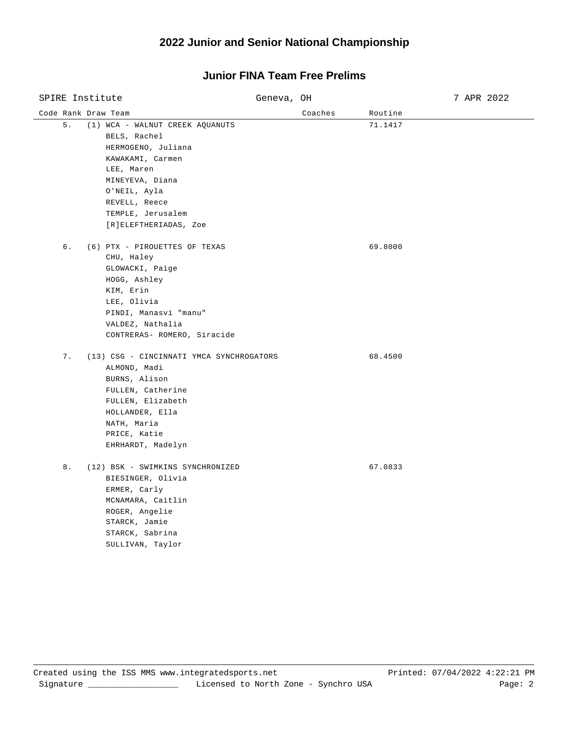# 2022 Junior and Senior National Championship

## Junior FINA Team Free Prelims

SPIRE Institute | Geneva, OH | 7 APR 2022

| Code | Rank | Draw | Team | Coaches | Routine |
|---|---|---|---|---|---|
| | 5. | (1) | WCA - WALNUT CREEK AQUANUTS<br>BELS, Rachel<br>HERMOGENO, Juliana<br>KAWAKAMI, Carmen<br>LEE, Maren<br>MINEYEVA, Diana<br>O'NEIL, Ayla<br>REVELL, Reece<br>TEMPLE, Jerusalem<br>[R]ELEFTHERIADAS, Zoe | | 71.1417 |
| | 6. | (6) | PTX - PIROUETTES OF TEXAS<br>CHU, Haley<br>GLOWACKI, Paige<br>HOGG, Ashley<br>KIM, Erin<br>LEE, Olivia<br>PINDI, Manasvi "manu"<br>VALDEZ, Nathalia<br>CONTRERAS- ROMERO, Siracide | | 69.8000 |
| | 7. | (13) | CSG - CINCINNATI YMCA SYNCHROGATORS<br>ALMOND, Madi<br>BURNS, Alison<br>FULLEN, Catherine<br>FULLEN, Elizabeth<br>HOLLANDER, Ella<br>NATH, Maria<br>PRICE, Katie<br>EHRHARDT, Madelyn | | 68.4500 |
| | 8. | (12) | BSK - SWIMKINS SYNCHRONIZED<br>BIESINGER, Olivia<br>ERMER, Carly<br>MCNAMARA, Caitlin<br>ROGER, Angelie<br>STARCK, Jamie<br>STARCK, Sabrina<br>SULLIVAN, Taylor | | 67.0833 |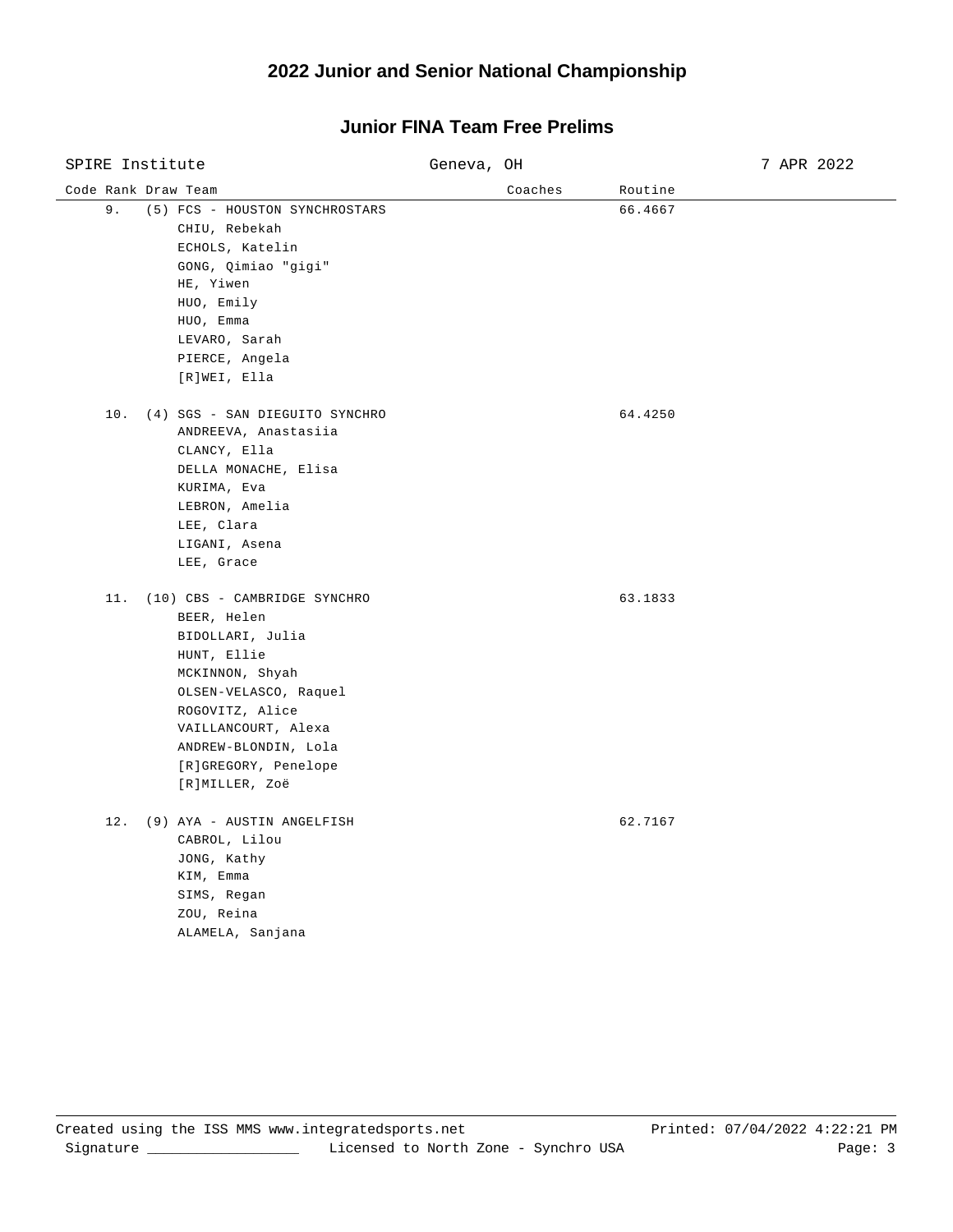# 2022 Junior and Senior National Championship

## Junior FINA Team Free Prelims

SPIRE Institute | Geneva, OH | 7 APR 2022

| Code | Rank | Draw | Team | Coaches | Routine |
|---|---|---|---|---|---|
| | 9. | (5) | FCS - HOUSTON SYNCHROSTARS | | 66.4667 |
| | | | CHIU, Rebekah | | |
| | | | ECHOLS, Katelin | | |
| | | | GONG, Qimiao "gigi" | | |
| | | | HE, Yiwen | | |
| | | | HUO, Emily | | |
| | | | HUO, Emma | | |
| | | | LEVARO, Sarah | | |
| | | | PIERCE, Angela | | |
| | | | [R]WEI, Ella | | |
| | 10. | (4) | SGS - SAN DIEGUITO SYNCHRO | | 64.4250 |
| | | | ANDREEVA, Anastasiia | | |
| | | | CLANCY, Ella | | |
| | | | DELLA MONACHE, Elisa | | |
| | | | KURIMA, Eva | | |
| | | | LEBRON, Amelia | | |
| | | | LEE, Clara | | |
| | | | LIGANI, Asena | | |
| | | | LEE, Grace | | |
| | 11. | (10) | CBS - CAMBRIDGE SYNCHRO | | 63.1833 |
| | | | BEER, Helen | | |
| | | | BIDOLLARI, Julia | | |
| | | | HUNT, Ellie | | |
| | | | MCKINNON, Shyah | | |
| | | | OLSEN-VELASCO, Raquel | | |
| | | | ROGOVITZ, Alice | | |
| | | | VAILLANCOURT, Alexa | | |
| | | | ANDREW-BLONDIN, Lola | | |
| | | | [R]GREGORY, Penelope | | |
| | | | [R]MILLER, Zoë | | |
| | 12. | (9) | AYA - AUSTIN ANGELFISH | | 62.7167 |
| | | | CABROL, Lilou | | |
| | | | JONG, Kathy | | |
| | | | KIM, Emma | | |
| | | | SIMS, Regan | | |
| | | | ZOU, Reina | | |
| | | | ALAMELA, Sanjana | | |

Created using the ISS MMS www.integratedsports.net | Printed: 07/04/2022 4:22:21 PM

Signature ___________________ Licensed to North Zone - Synchro USA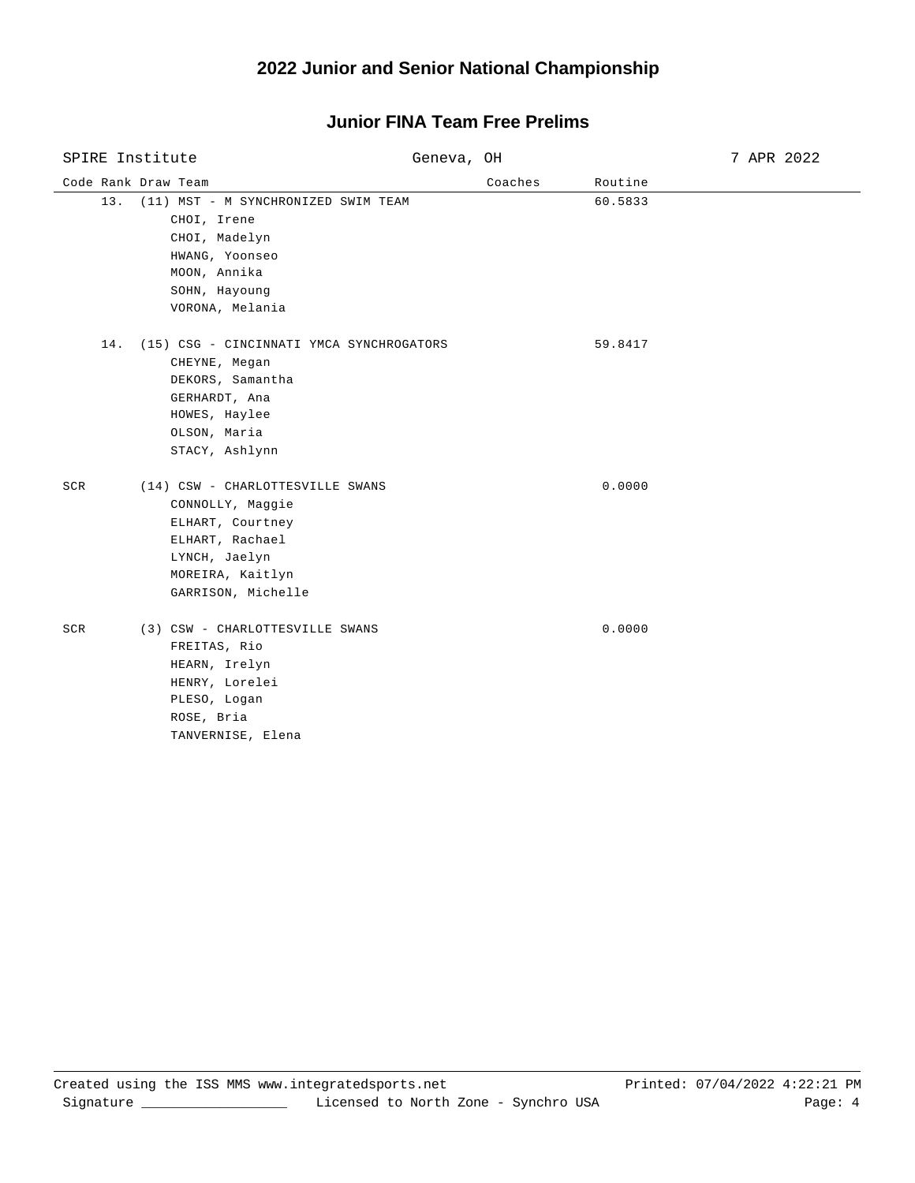# 2022 Junior and Senior National Championship

## Junior FINA Team Free Prelims

SPIRE Institute — Geneva, OH — 7 APR 2022

| Code | Rank | Draw | Team | Coaches | Routine |
|---|---|---|---|---|---|
| | 13. | (11) | MST - M SYNCHRONIZED SWIM TEAM<br>CHOI, Irene<br>CHOI, Madelyn<br>HWANG, Yoonseo<br>MOON, Annika<br>SOHN, Hayoung<br>VORONA, Melania | | 60.5833 |
| | 14. | (15) | CSG - CINCINNATI YMCA SYNCHROGATORS<br>CHEYNE, Megan<br>DEKORS, Samantha<br>GERHARDT, Ana<br>HOWES, Haylee<br>OLSON, Maria<br>STACY, Ashlynn | | 59.8417 |
| SCR | | (14) | CSW - CHARLOTTESVILLE SWANS<br>CONNOLLY, Maggie<br>ELHART, Courtney<br>ELHART, Rachael<br>LYNCH, Jaelyn<br>MOREIRA, Kaitlyn<br>GARRISON, Michelle | | 0.0000 |
| SCR | | (3) | CSW - CHARLOTTESVILLE SWANS<br>FREITAS, Rio<br>HEARN, Irelyn<br>HENRY, Lorelei<br>PLESO, Logan<br>ROSE, Bria<br>TANVERNISE, Elena | | 0.0000 |

Created using the ISS MMS www.integratedsports.net — Printed: 07/04/2022 4:22:21 PM

Signature ___________________ Licensed to North Zone - Synchro USA